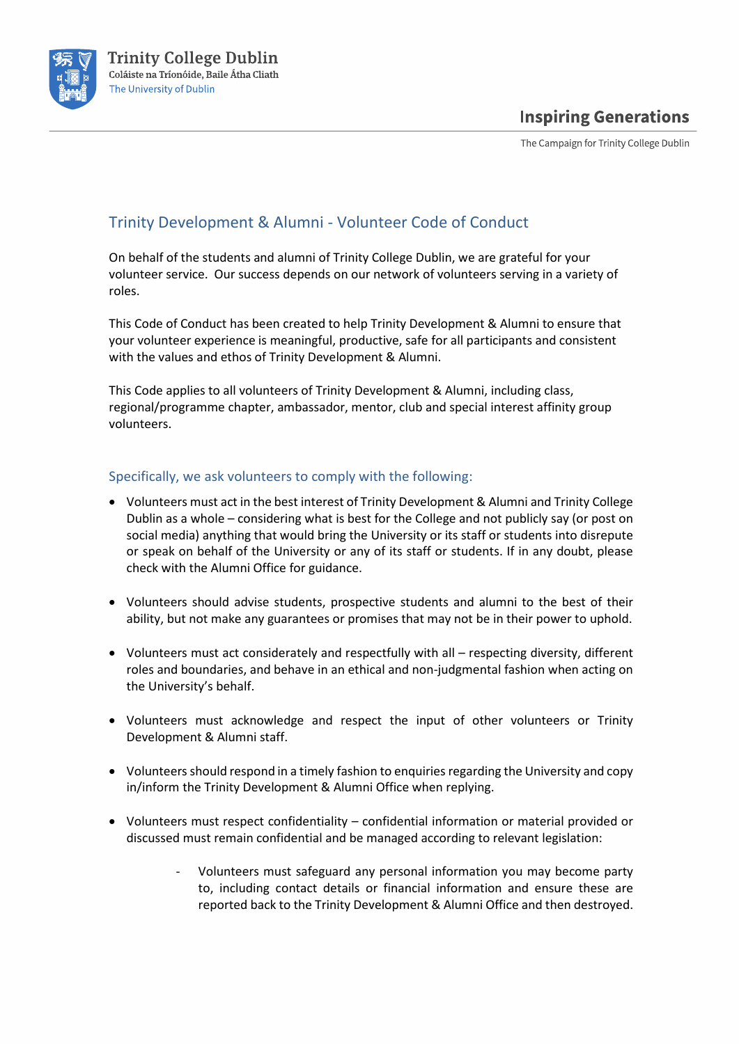# Trinity Development & Alumni - Volunteer Code of Conduct

On behalf of the students and alumni of Trinity College Dublin, we are grateful for your volunteer service. Our success depends on our network of volunteers serving in a variety of roles.

This Code of Conduct has been created to help Trinity Development & Alumni to ensure that your volunteer experience is meaningful, productive, safe for all participants and consistent with the values and ethos of Trinity Development & Alumni.

This Code applies to all volunteers of Trinity Development & Alumni, including class, regional/programme chapter, ambassador, mentor, club and special interest affinity group volunteers.

## Specifically, we ask volunteers to comply with the following:

- Volunteers must act in the best interest of Trinity Development & Alumni and Trinity College Dublin as a whole – considering what is best for the College and not publicly say (or post on social media) anything that would bring the University or its staff or students into disrepute or speak on behalf of the University or any of its staff or students. If in any doubt, please check with the Alumni Office for guidance.

- Volunteers should advise students, prospective students and alumni to the best of their ability, but not make any guarantees or promises that may not be in their power to uphold.

- Volunteers must act considerately and respectfully with all – respecting diversity, different roles and boundaries, and behave in an ethical and non-judgmental fashion when acting on the University's behalf.

- Volunteers must acknowledge and respect the input of other volunteers or Trinity Development & Alumni staff.

- Volunteers should respond in a timely fashion to enquiries regarding the University and copy in/inform the Trinity Development & Alumni Office when replying.

- Volunteers must respect confidentiality – confidential information or material provided or discussed must remain confidential and be managed according to relevant legislation:

  - Volunteers must safeguard any personal information you may become party to, including contact details or financial information and ensure these are reported back to the Trinity Development & Alumni Office and then destroyed.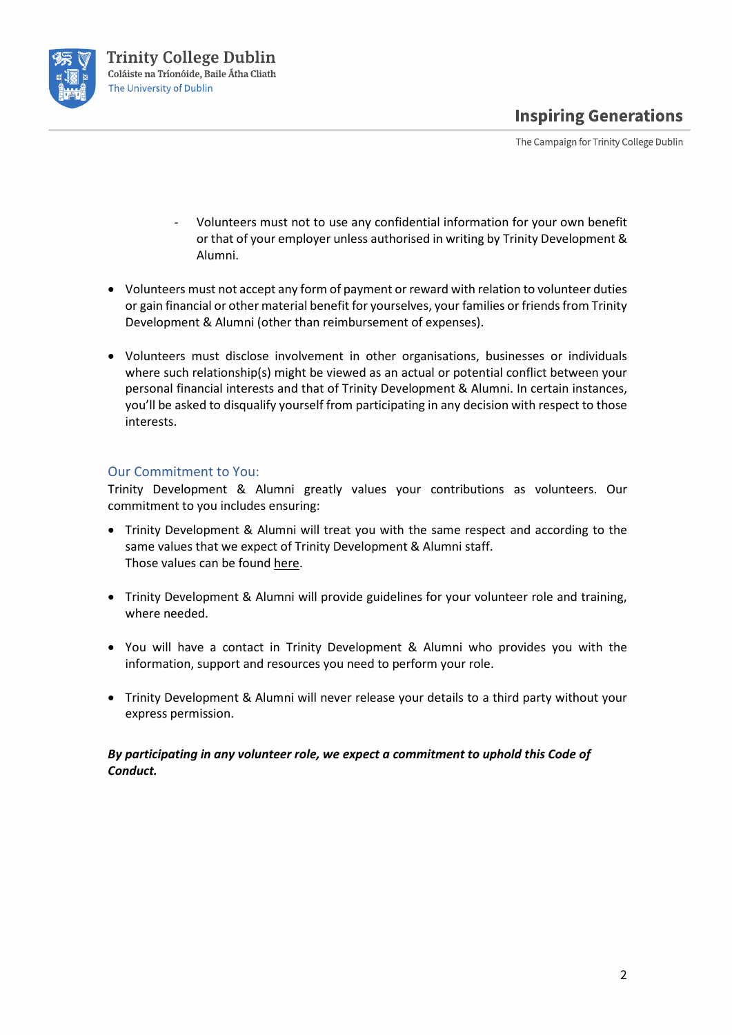- Volunteers must not to use any confidential information for your own benefit or that of your employer unless authorised in writing by Trinity Development & Alumni.

- Volunteers must not accept any form of payment or reward with relation to volunteer duties or gain financial or other material benefit for yourselves, your families or friends from Trinity Development & Alumni (other than reimbursement of expenses).

- Volunteers must disclose involvement in other organisations, businesses or individuals where such relationship(s) might be viewed as an actual or potential conflict between your personal financial interests and that of Trinity Development & Alumni. In certain instances, you'll be asked to disqualify yourself from participating in any decision with respect to those interests.

## Our Commitment to You:

Trinity Development & Alumni greatly values your contributions as volunteers. Our commitment to you includes ensuring:

- Trinity Development & Alumni will treat you with the same respect and according to the same values that we expect of Trinity Development & Alumni staff. Those values can be found here.

- Trinity Development & Alumni will provide guidelines for your volunteer role and training, where needed.

- You will have a contact in Trinity Development & Alumni who provides you with the information, support and resources you need to perform your role.

- Trinity Development & Alumni will never release your details to a third party without your express permission.

***By participating in any volunteer role, we expect a commitment to uphold this Code of Conduct.***